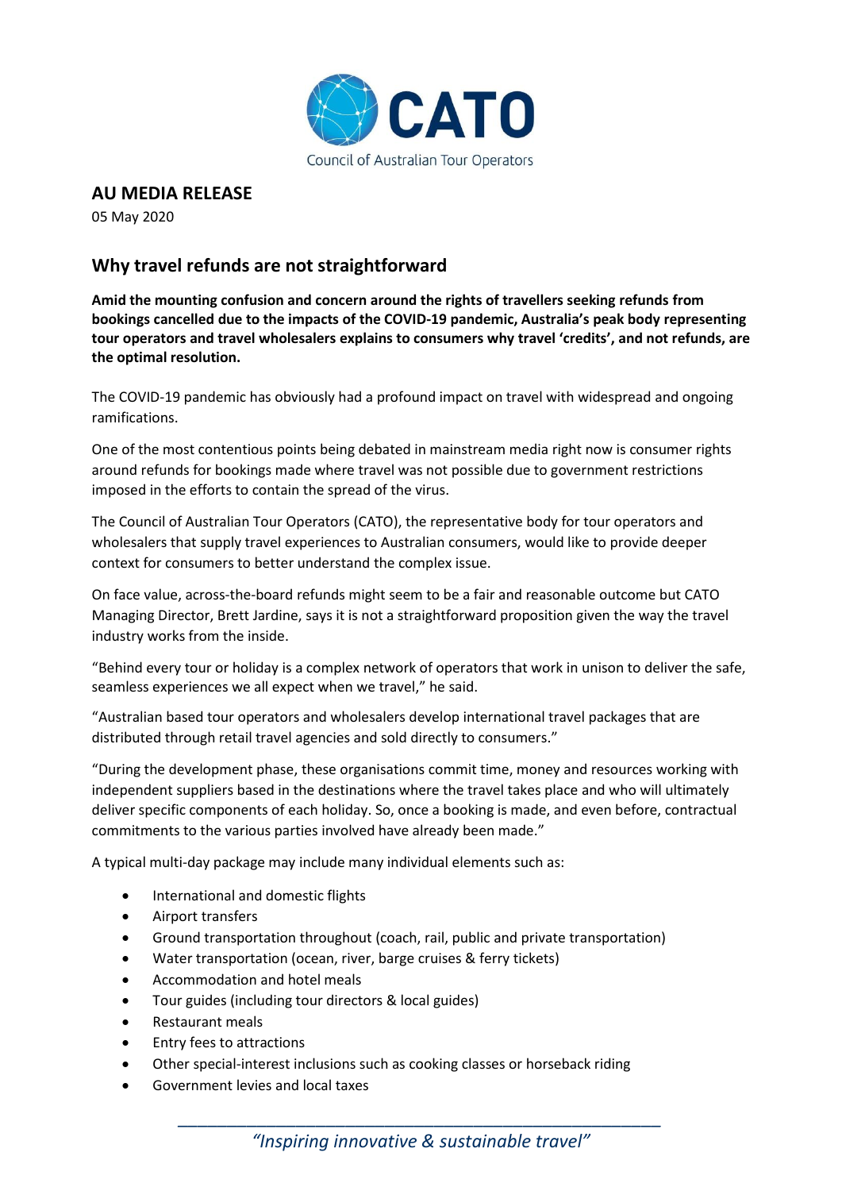CATO

Council of Australian Tour Operators

## AU MEDIA RELEASE

05 May 2020

# Why travel refunds are not straightforward

**Amid the mounting confusion and concern around the rights of travellers seeking refunds from bookings cancelled due to the impacts of the COVID-19 pandemic, Australia's peak body representing tour operators and travel wholesalers explains to consumers why travel 'credits', and not refunds, are the optimal resolution.**

The COVID-19 pandemic has obviously had a profound impact on travel with widespread and ongoing ramifications.

One of the most contentious points being debated in mainstream media right now is consumer rights around refunds for bookings made where travel was not possible due to government restrictions imposed in the efforts to contain the spread of the virus.

The Council of Australian Tour Operators (CATO), the representative body for tour operators and wholesalers that supply travel experiences to Australian consumers, would like to provide deeper context for consumers to better understand the complex issue.

On face value, across-the-board refunds might seem to be a fair and reasonable outcome but CATO Managing Director, Brett Jardine, says it is not a straightforward proposition given the way the travel industry works from the inside.

"Behind every tour or holiday is a complex network of operators that work in unison to deliver the safe, seamless experiences we all expect when we travel," he said.

"Australian based tour operators and wholesalers develop international travel packages that are distributed through retail travel agencies and sold directly to consumers."

"During the development phase, these organisations commit time, money and resources working with independent suppliers based in the destinations where the travel takes place and who will ultimately deliver specific components of each holiday. So, once a booking is made, and even before, contractual commitments to the various parties involved have already been made."

A typical multi-day package may include many individual elements such as:

- International and domestic flights
- Airport transfers
- Ground transportation throughout (coach, rail, public and private transportation)
- Water transportation (ocean, river, barge cruises & ferry tickets)
- Accommodation and hotel meals
- Tour guides (including tour directors & local guides)
- Restaurant meals
- Entry fees to attractions
- Other special-interest inclusions such as cooking classes or horseback riding
- Government levies and local taxes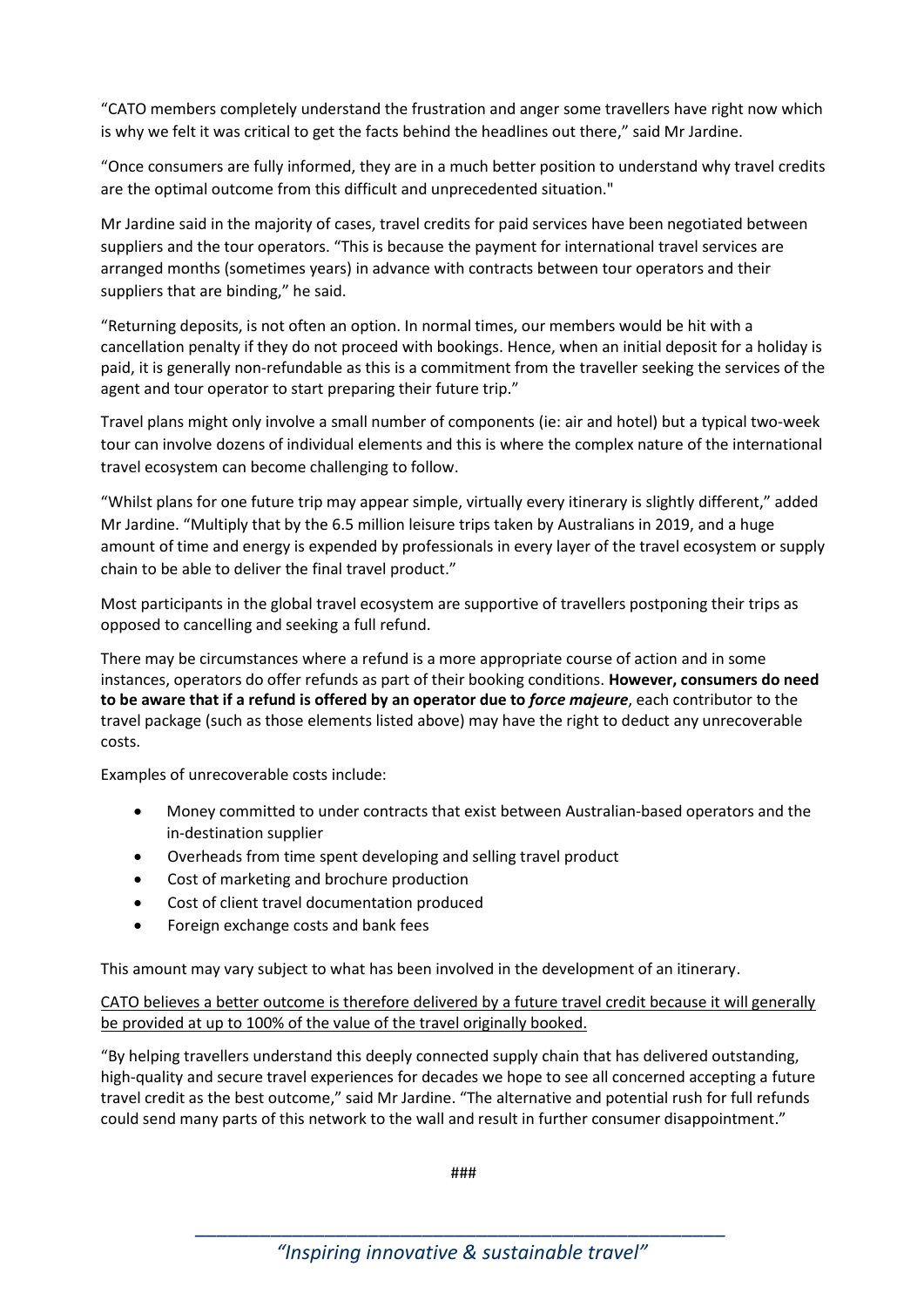"CATO members completely understand the frustration and anger some travellers have right now which is why we felt it was critical to get the facts behind the headlines out there," said Mr Jardine.

"Once consumers are fully informed, they are in a much better position to understand why travel credits are the optimal outcome from this difficult and unprecedented situation."

Mr Jardine said in the majority of cases, travel credits for paid services have been negotiated between suppliers and the tour operators. "This is because the payment for international travel services are arranged months (sometimes years) in advance with contracts between tour operators and their suppliers that are binding," he said.

"Returning deposits, is not often an option. In normal times, our members would be hit with a cancellation penalty if they do not proceed with bookings. Hence, when an initial deposit for a holiday is paid, it is generally non-refundable as this is a commitment from the traveller seeking the services of the agent and tour operator to start preparing their future trip."

Travel plans might only involve a small number of components (ie: air and hotel) but a typical two-week tour can involve dozens of individual elements and this is where the complex nature of the international travel ecosystem can become challenging to follow.

"Whilst plans for one future trip may appear simple, virtually every itinerary is slightly different," added Mr Jardine. "Multiply that by the 6.5 million leisure trips taken by Australians in 2019, and a huge amount of time and energy is expended by professionals in every layer of the travel ecosystem or supply chain to be able to deliver the final travel product."

Most participants in the global travel ecosystem are supportive of travellers postponing their trips as opposed to cancelling and seeking a full refund.

There may be circumstances where a refund is a more appropriate course of action and in some instances, operators do offer refunds as part of their booking conditions. **However, consumers do need to be aware that if a refund is offered by an operator due to *force majeure***, each contributor to the travel package (such as those elements listed above) may have the right to deduct any unrecoverable costs.

Examples of unrecoverable costs include:

- Money committed to under contracts that exist between Australian-based operators and the in-destination supplier
- Overheads from time spent developing and selling travel product
- Cost of marketing and brochure production
- Cost of client travel documentation produced
- Foreign exchange costs and bank fees

This amount may vary subject to what has been involved in the development of an itinerary.

CATO believes a better outcome is therefore delivered by a future travel credit because it will generally be provided at up to 100% of the value of the travel originally booked.

"By helping travellers understand this deeply connected supply chain that has delivered outstanding, high-quality and secure travel experiences for decades we hope to see all concerned accepting a future travel credit as the best outcome," said Mr Jardine. "The alternative and potential rush for full refunds could send many parts of this network to the wall and result in further consumer disappointment."

###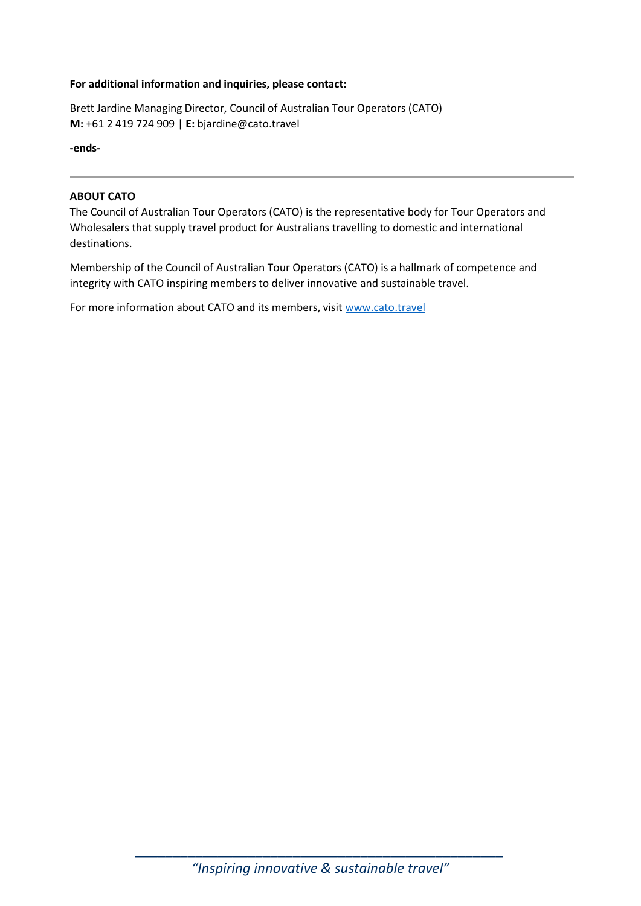**For additional information and inquiries, please contact:**

Brett Jardine Managing Director, Council of Australian Tour Operators (CATO)
**M:** +61 2 419 724 909 | **E:** bjardine@cato.travel

**-ends-**

---

**ABOUT CATO**

The Council of Australian Tour Operators (CATO) is the representative body for Tour Operators and Wholesalers that supply travel product for Australians travelling to domestic and international destinations.

Membership of the Council of Australian Tour Operators (CATO) is a hallmark of competence and integrity with CATO inspiring members to deliver innovative and sustainable travel.

For more information about CATO and its members, visit [www.cato.travel](http://www.cato.travel)

---